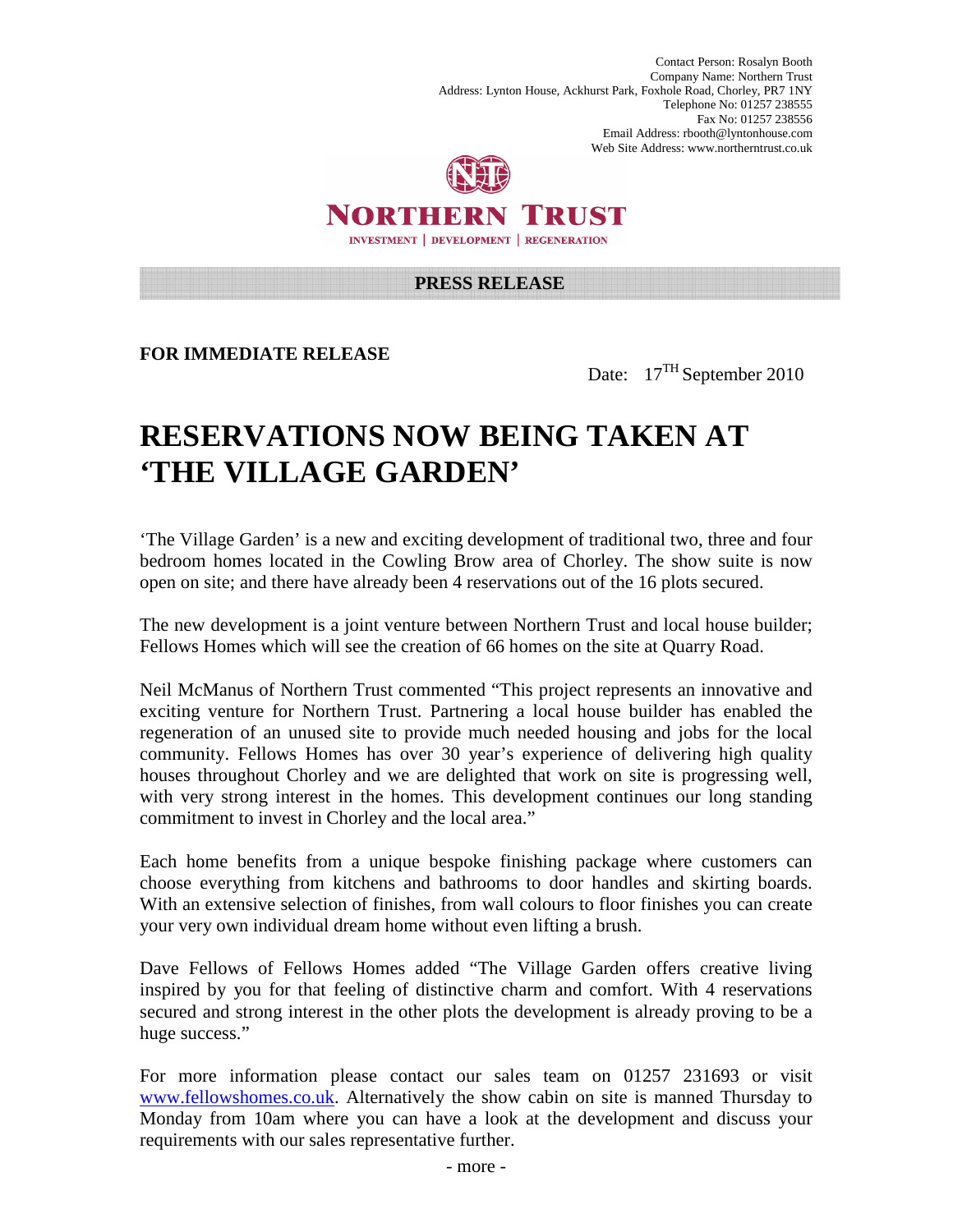Contact Person: Rosalyn Booth
Company Name: Northern Trust
Address: Lynton House, Ackhurst Park, Foxhole Road, Chorley, PR7 1NY
Telephone No: 01257 238555
Fax No: 01257 238556
Email Address: rbooth@lyntonhouse.com
Web Site Address: www.northerntrust.co.uk

**NORTHERN TRUST**

INVESTMENT | DEVELOPMENT | REGENERATION

**PRESS RELEASE**

**FOR IMMEDIATE RELEASE**

Date: 17TH September 2010

# RESERVATIONS NOW BEING TAKEN AT 'THE VILLAGE GARDEN'

'The Village Garden' is a new and exciting development of traditional two, three and four bedroom homes located in the Cowling Brow area of Chorley. The show suite is now open on site; and there have already been 4 reservations out of the 16 plots secured.

The new development is a joint venture between Northern Trust and local house builder; Fellows Homes which will see the creation of 66 homes on the site at Quarry Road.

Neil McManus of Northern Trust commented "This project represents an innovative and exciting venture for Northern Trust. Partnering a local house builder has enabled the regeneration of an unused site to provide much needed housing and jobs for the local community. Fellows Homes has over 30 year's experience of delivering high quality houses throughout Chorley and we are delighted that work on site is progressing well, with very strong interest in the homes. This development continues our long standing commitment to invest in Chorley and the local area."

Each home benefits from a unique bespoke finishing package where customers can choose everything from kitchens and bathrooms to door handles and skirting boards. With an extensive selection of finishes, from wall colours to floor finishes you can create your very own individual dream home without even lifting a brush.

Dave Fellows of Fellows Homes added "The Village Garden offers creative living inspired by you for that feeling of distinctive charm and comfort. With 4 reservations secured and strong interest in the other plots the development is already proving to be a huge success."

For more information please contact our sales team on 01257 231693 or visit www.fellowshomes.co.uk. Alternatively the show cabin on site is manned Thursday to Monday from 10am where you can have a look at the development and discuss your requirements with our sales representative further.

- more -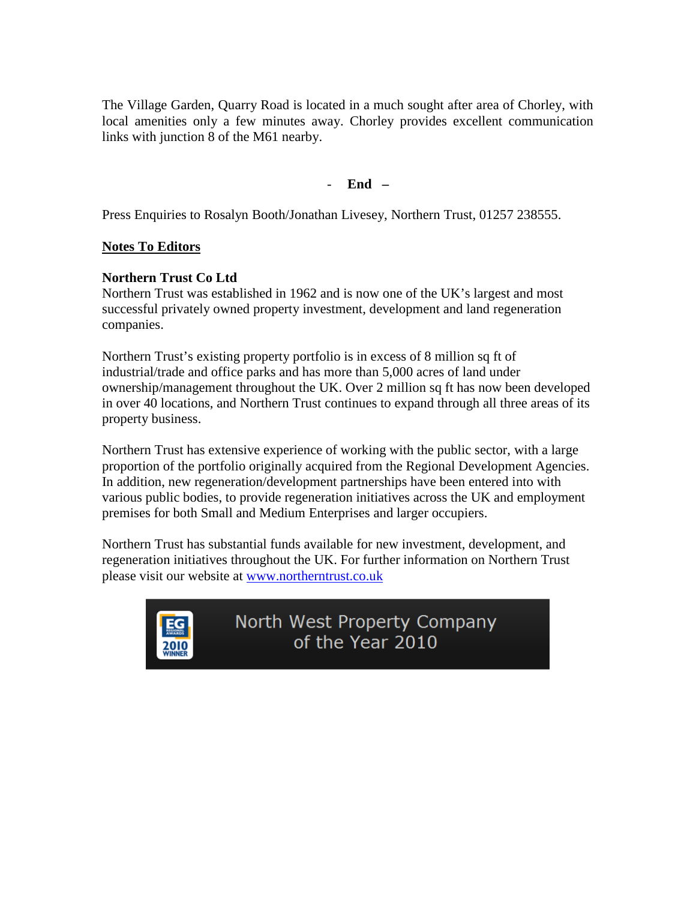The Village Garden, Quarry Road is located in a much sought after area of Chorley, with local amenities only a few minutes away. Chorley provides excellent communication links with junction 8 of the M61 nearby.

**- End –**

Press Enquiries to Rosalyn Booth/Jonathan Livesey, Northern Trust, 01257 238555.

**<u>Notes To Editors</u>**

**Northern Trust Co Ltd**

Northern Trust was established in 1962 and is now one of the UK's largest and most successful privately owned property investment, development and land regeneration companies.

Northern Trust's existing property portfolio is in excess of 8 million sq ft of industrial/trade and office parks and has more than 5,000 acres of land under ownership/management throughout the UK. Over 2 million sq ft has now been developed in over 40 locations, and Northern Trust continues to expand through all three areas of its property business.

Northern Trust has extensive experience of working with the public sector, with a large proportion of the portfolio originally acquired from the Regional Development Agencies. In addition, new regeneration/development partnerships have been entered into with various public bodies, to provide regeneration initiatives across the UK and employment premises for both Small and Medium Enterprises and larger occupiers.

Northern Trust has substantial funds available for new investment, development, and regeneration initiatives throughout the UK. For further information on Northern Trust please visit our website at www.northerntrust.co.uk

EG Regional Awards 2010 Winner

North West Property Company of the Year 2010